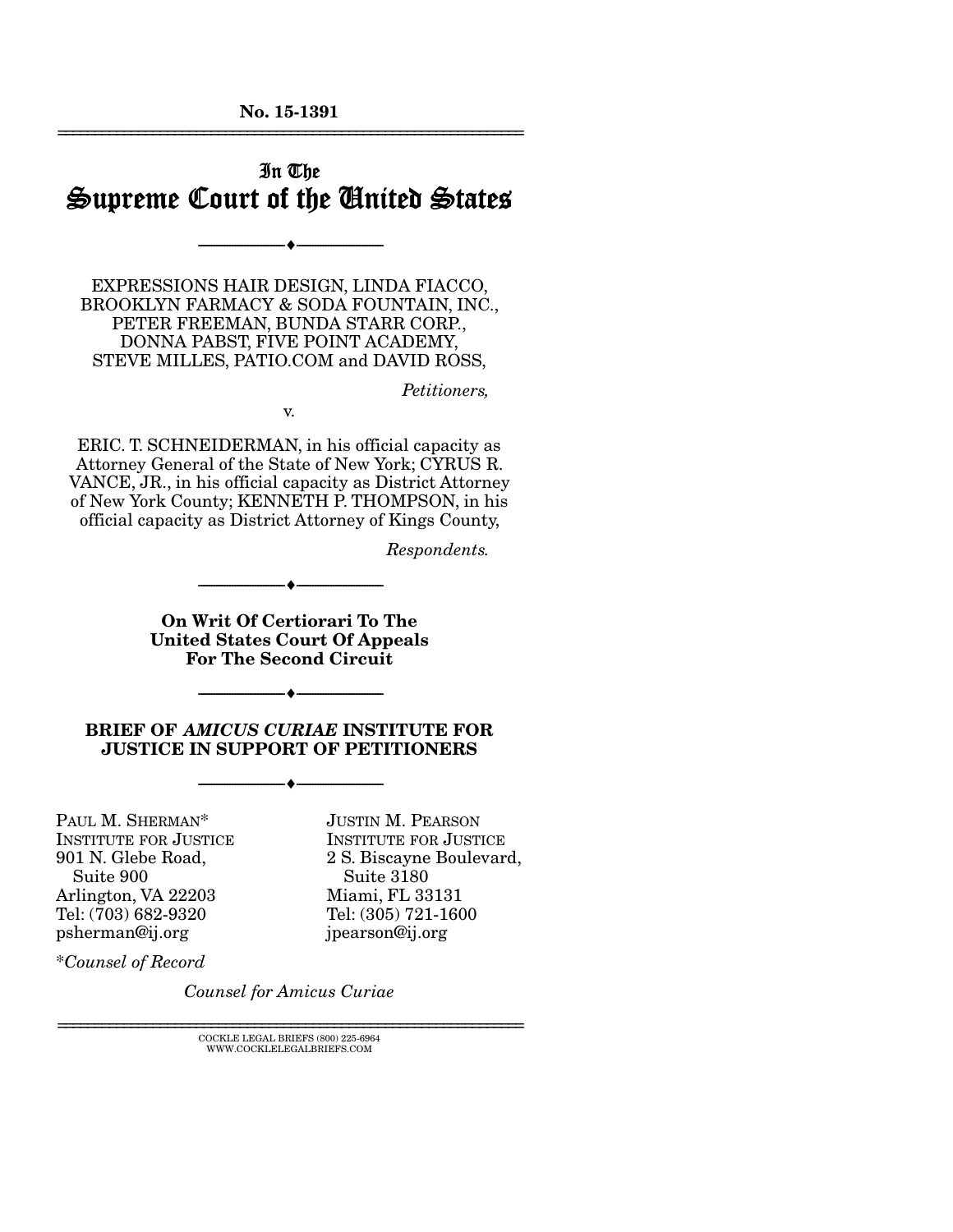No. 15-1391

# In The Supreme Court of the United States

EXPRESSIONS HAIR DESIGN, LINDA FIACCO, BROOKLYN FARMACY & SODA FOUNTAIN, INC., PETER FREEMAN, BUNDA STARR CORP., DONNA PABST, FIVE POINT ACADEMY, STEVE MILLES, PATIO.COM and DAVID ROSS,

*Petitioners,*

v.

ERIC. T. SCHNEIDERMAN, in his official capacity as Attorney General of the State of New York; CYRUS R. VANCE, JR., in his official capacity as District Attorney of New York County; KENNETH P. THOMPSON, in his official capacity as District Attorney of Kings County,

*Respondents.*

**On Writ Of Certiorari To The United States Court Of Appeals For The Second Circuit**

**BRIEF OF *AMICUS CURIAE* INSTITUTE FOR JUSTICE IN SUPPORT OF PETITIONERS**

PAUL M. SHERMAN*
INSTITUTE FOR JUSTICE
901 N. Glebe Road,
Suite 900
Arlington, VA 22203
Tel: (703) 682-9320
psherman@ij.org

JUSTIN M. PEARSON
INSTITUTE FOR JUSTICE
2 S. Biscayne Boulevard,
Suite 3180
Miami, FL 33131
Tel: (305) 721-1600
jpearson@ij.org

*Counsel of Record

*Counsel for Amicus Curiae*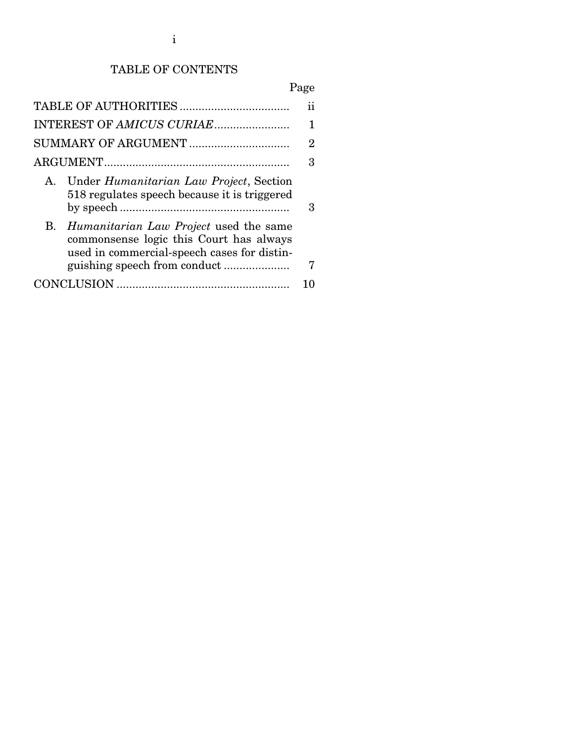## TABLE OF CONTENTS

| | Page |
|---|---|
| TABLE OF AUTHORITIES | ii |
| INTEREST OF *AMICUS CURIAE* | 1 |
| SUMMARY OF ARGUMENT | 2 |
| ARGUMENT | 3 |
| A. Under *Humanitarian Law Project*, Section 518 regulates speech because it is triggered by speech | 3 |
| B. *Humanitarian Law Project* used the same commonsense logic this Court has always used in commercial-speech cases for distinguishing speech from conduct | 7 |
| CONCLUSION | 10 |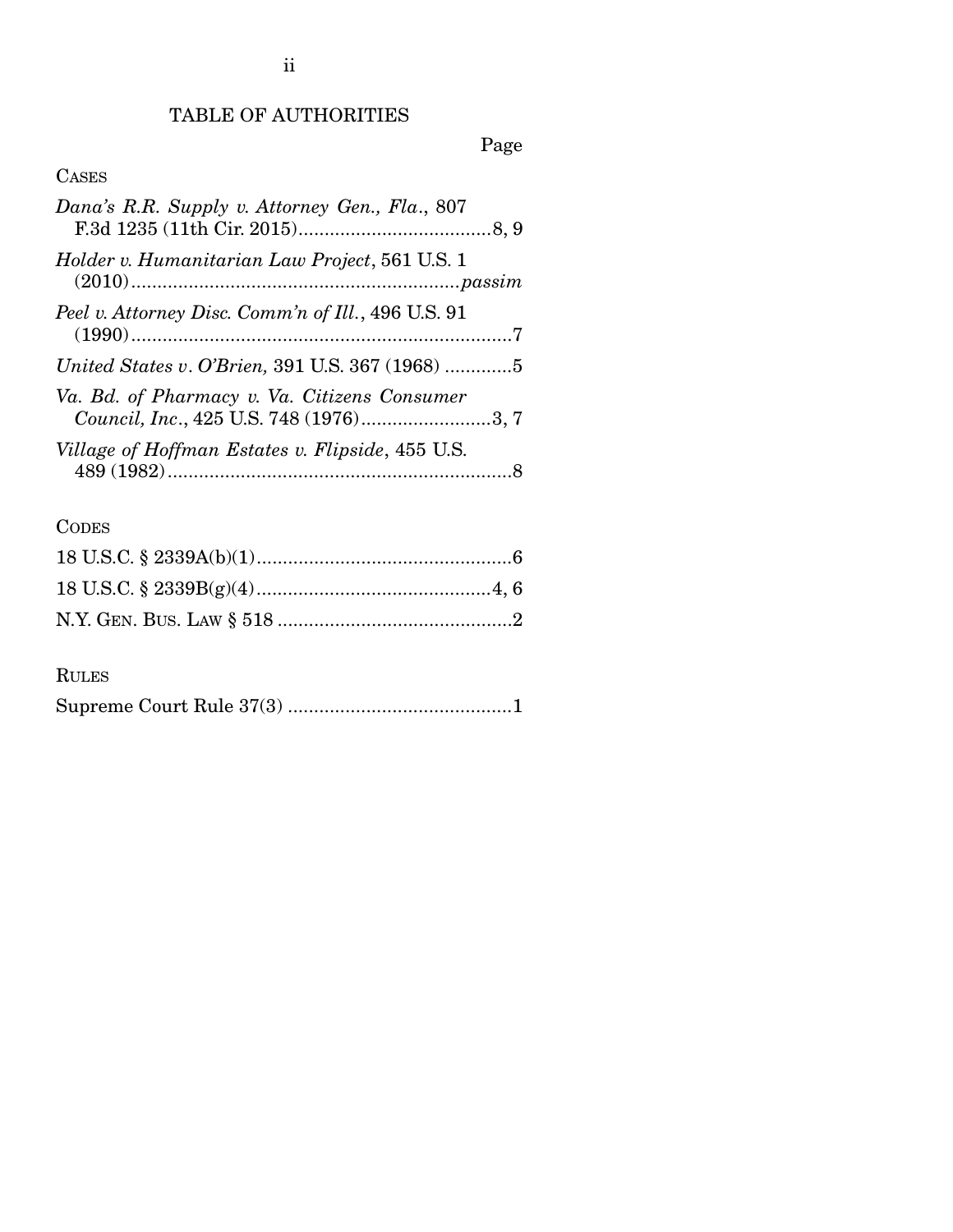# TABLE OF AUTHORITIES

Page

## CASES

*Dana's R.R. Supply v. Attorney Gen., Fla.*, 807 F.3d 1235 (11th Cir. 2015) .....................................8, 9

*Holder v. Humanitarian Law Project*, 561 U.S. 1 (2010) ............................................................... *passim*

*Peel v. Attorney Disc. Comm'n of Ill.*, 496 U.S. 91 (1990) ...........................................................................7

*United States v. O'Brien,* 391 U.S. 367 (1968) .............5

*Va. Bd. of Pharmacy v. Va. Citizens Consumer Council, Inc.*, 425 U.S. 748 (1976) .........................3, 7

*Village of Hoffman Estates v. Flipside*, 455 U.S. 489 (1982) ..................................................................8

## CODES

18 U.S.C. § 2339A(b)(1) .................................................6

18 U.S.C. § 2339B(g)(4) .............................................4, 6

N.Y. GEN. BUS. LAW § 518 .............................................2

## RULES

Supreme Court Rule 37(3) ...........................................1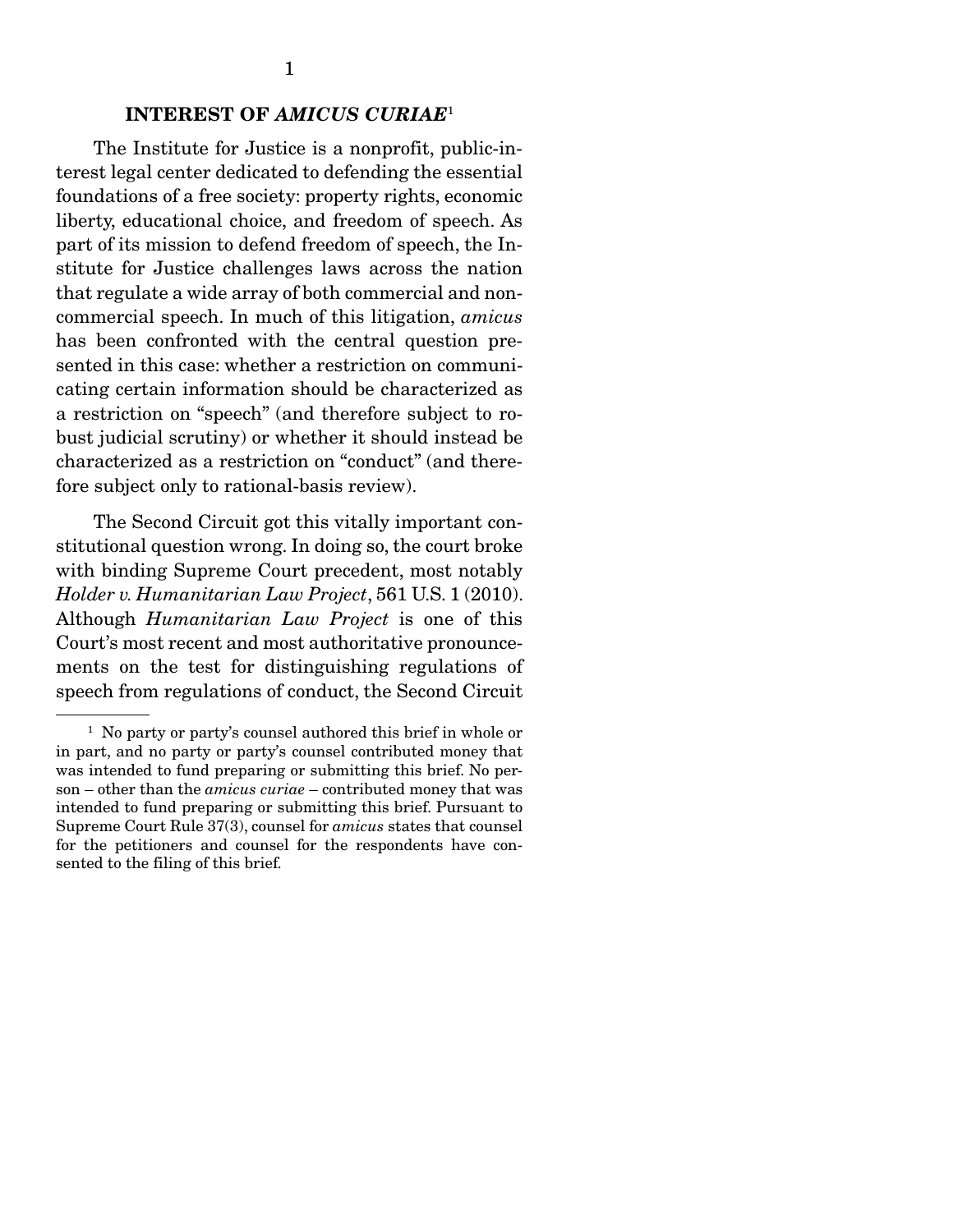## INTEREST OF *AMICUS CURIAE*[1]

The Institute for Justice is a nonprofit, public-interest legal center dedicated to defending the essential foundations of a free society: property rights, economic liberty, educational choice, and freedom of speech. As part of its mission to defend freedom of speech, the Institute for Justice challenges laws across the nation that regulate a wide array of both commercial and noncommercial speech. In much of this litigation, *amicus* has been confronted with the central question presented in this case: whether a restriction on communicating certain information should be characterized as a restriction on "speech" (and therefore subject to robust judicial scrutiny) or whether it should instead be characterized as a restriction on "conduct" (and therefore subject only to rational-basis review).

The Second Circuit got this vitally important constitutional question wrong. In doing so, the court broke with binding Supreme Court precedent, most notably *Holder v. Humanitarian Law Project*, 561 U.S. 1 (2010). Although *Humanitarian Law Project* is one of this Court's most recent and most authoritative pronouncements on the test for distinguishing regulations of speech from regulations of conduct, the Second Circuit

---

[1] No party or party's counsel authored this brief in whole or in part, and no party or party's counsel contributed money that was intended to fund preparing or submitting this brief. No person – other than the *amicus curiae* – contributed money that was intended to fund preparing or submitting this brief. Pursuant to Supreme Court Rule 37(3), counsel for *amicus* states that counsel for the petitioners and counsel for the respondents have consented to the filing of this brief.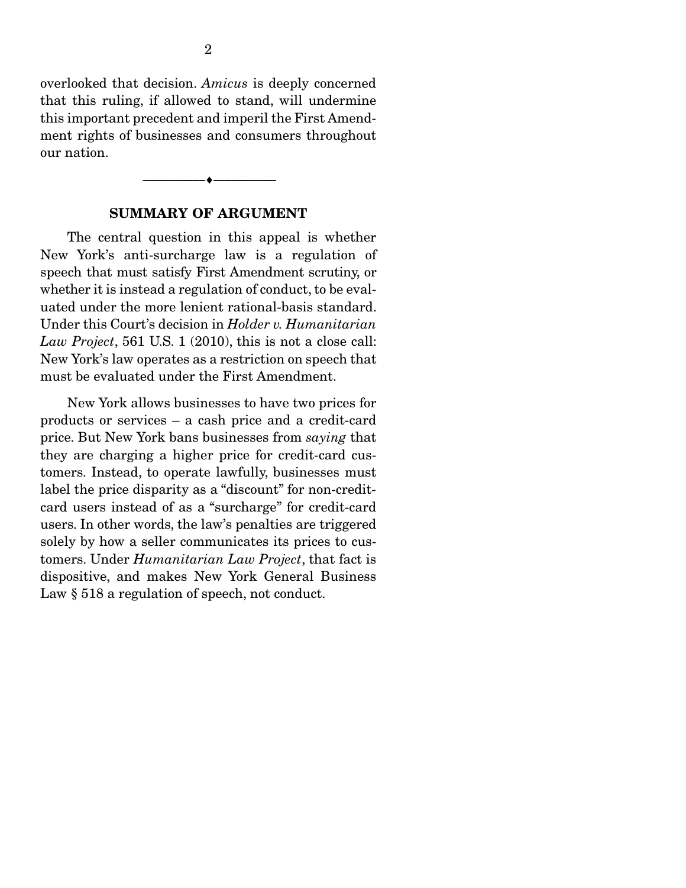overlooked that decision. *Amicus* is deeply concerned that this ruling, if allowed to stand, will undermine this important precedent and imperil the First Amendment rights of businesses and consumers throughout our nation.

---

## SUMMARY OF ARGUMENT

The central question in this appeal is whether New York's anti-surcharge law is a regulation of speech that must satisfy First Amendment scrutiny, or whether it is instead a regulation of conduct, to be evaluated under the more lenient rational-basis standard. Under this Court's decision in *Holder v. Humanitarian Law Project*, 561 U.S. 1 (2010), this is not a close call: New York's law operates as a restriction on speech that must be evaluated under the First Amendment.

New York allows businesses to have two prices for products or services – a cash price and a credit-card price. But New York bans businesses from *saying* that they are charging a higher price for credit-card customers. Instead, to operate lawfully, businesses must label the price disparity as a "discount" for non-credit-card users instead of as a "surcharge" for credit-card users. In other words, the law's penalties are triggered solely by how a seller communicates its prices to customers. Under *Humanitarian Law Project*, that fact is dispositive, and makes New York General Business Law § 518 a regulation of speech, not conduct.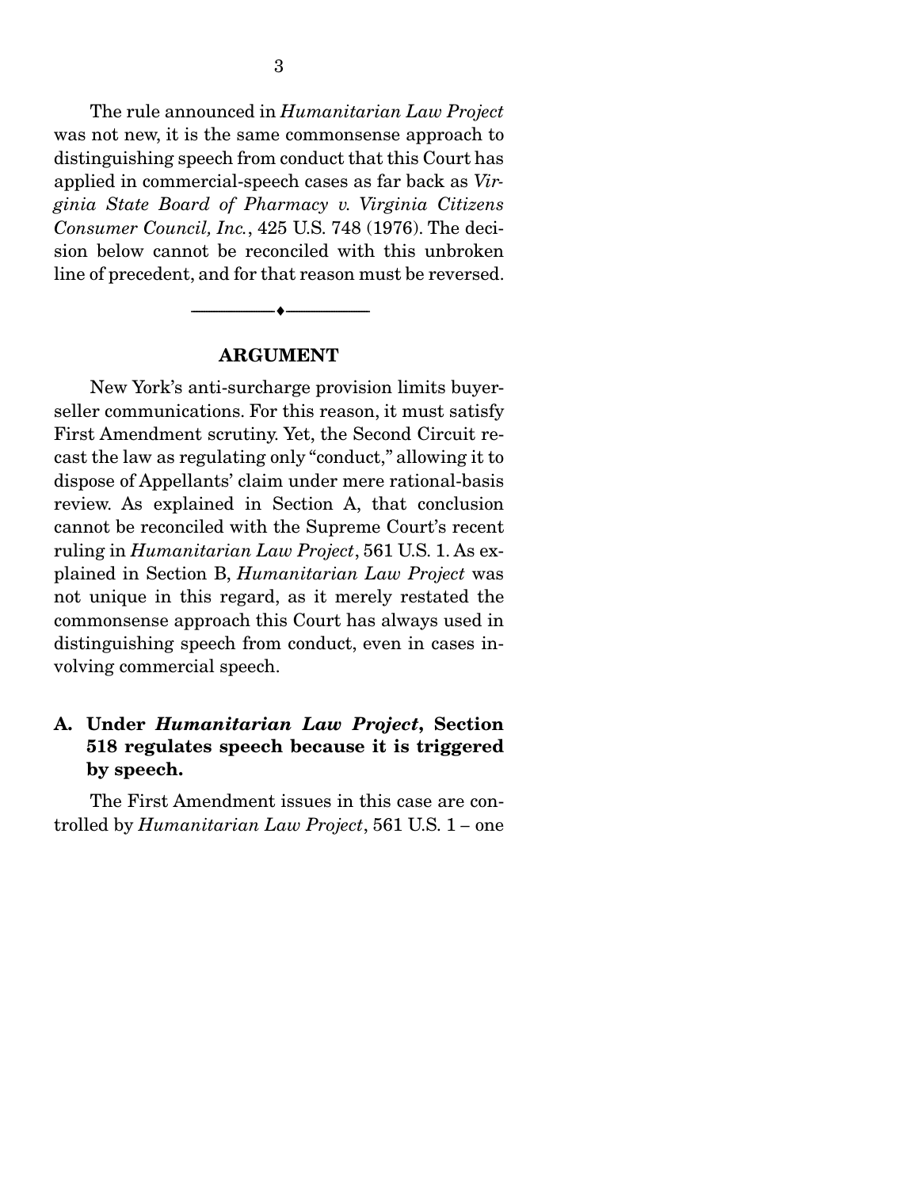The rule announced in *Humanitarian Law Project* was not new, it is the same commonsense approach to distinguishing speech from conduct that this Court has applied in commercial-speech cases as far back as *Virginia State Board of Pharmacy v. Virginia Citizens Consumer Council, Inc.*, 425 U.S. 748 (1976). The decision below cannot be reconciled with this unbroken line of precedent, and for that reason must be reversed.

---

## ARGUMENT

New York's anti-surcharge provision limits buyer-seller communications. For this reason, it must satisfy First Amendment scrutiny. Yet, the Second Circuit recast the law as regulating only "conduct," allowing it to dispose of Appellants' claim under mere rational-basis review. As explained in Section A, that conclusion cannot be reconciled with the Supreme Court's recent ruling in *Humanitarian Law Project*, 561 U.S. 1. As explained in Section B, *Humanitarian Law Project* was not unique in this regard, as it merely restated the commonsense approach this Court has always used in distinguishing speech from conduct, even in cases involving commercial speech.

### A. Under *Humanitarian Law Project*, Section 518 regulates speech because it is triggered by speech.

The First Amendment issues in this case are controlled by *Humanitarian Law Project*, 561 U.S. 1 – one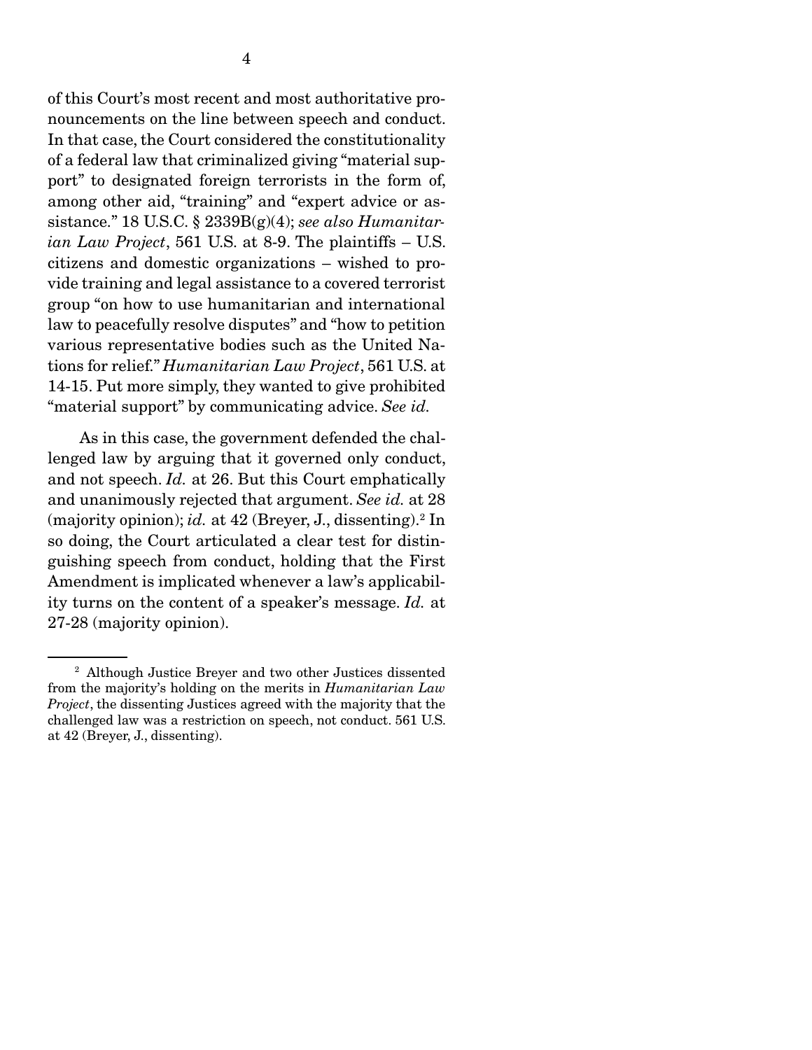of this Court's most recent and most authoritative pronouncements on the line between speech and conduct. In that case, the Court considered the constitutionality of a federal law that criminalized giving "material support" to designated foreign terrorists in the form of, among other aid, "training" and "expert advice or assistance." 18 U.S.C. § 2339B(g)(4); *see also Humanitarian Law Project*, 561 U.S. at 8-9. The plaintiffs – U.S. citizens and domestic organizations – wished to provide training and legal assistance to a covered terrorist group "on how to use humanitarian and international law to peacefully resolve disputes" and "how to petition various representative bodies such as the United Nations for relief." *Humanitarian Law Project*, 561 U.S. at 14-15. Put more simply, they wanted to give prohibited "material support" by communicating advice. *See id.*

As in this case, the government defended the challenged law by arguing that it governed only conduct, and not speech. *Id.* at 26. But this Court emphatically and unanimously rejected that argument. *See id.* at 28 (majority opinion); *id.* at 42 (Breyer, J., dissenting).[2] In so doing, the Court articulated a clear test for distinguishing speech from conduct, holding that the First Amendment is implicated whenever a law's applicability turns on the content of a speaker's message. *Id.* at 27-28 (majority opinion).

[2] Although Justice Breyer and two other Justices dissented from the majority's holding on the merits in *Humanitarian Law Project*, the dissenting Justices agreed with the majority that the challenged law was a restriction on speech, not conduct. 561 U.S. at 42 (Breyer, J., dissenting).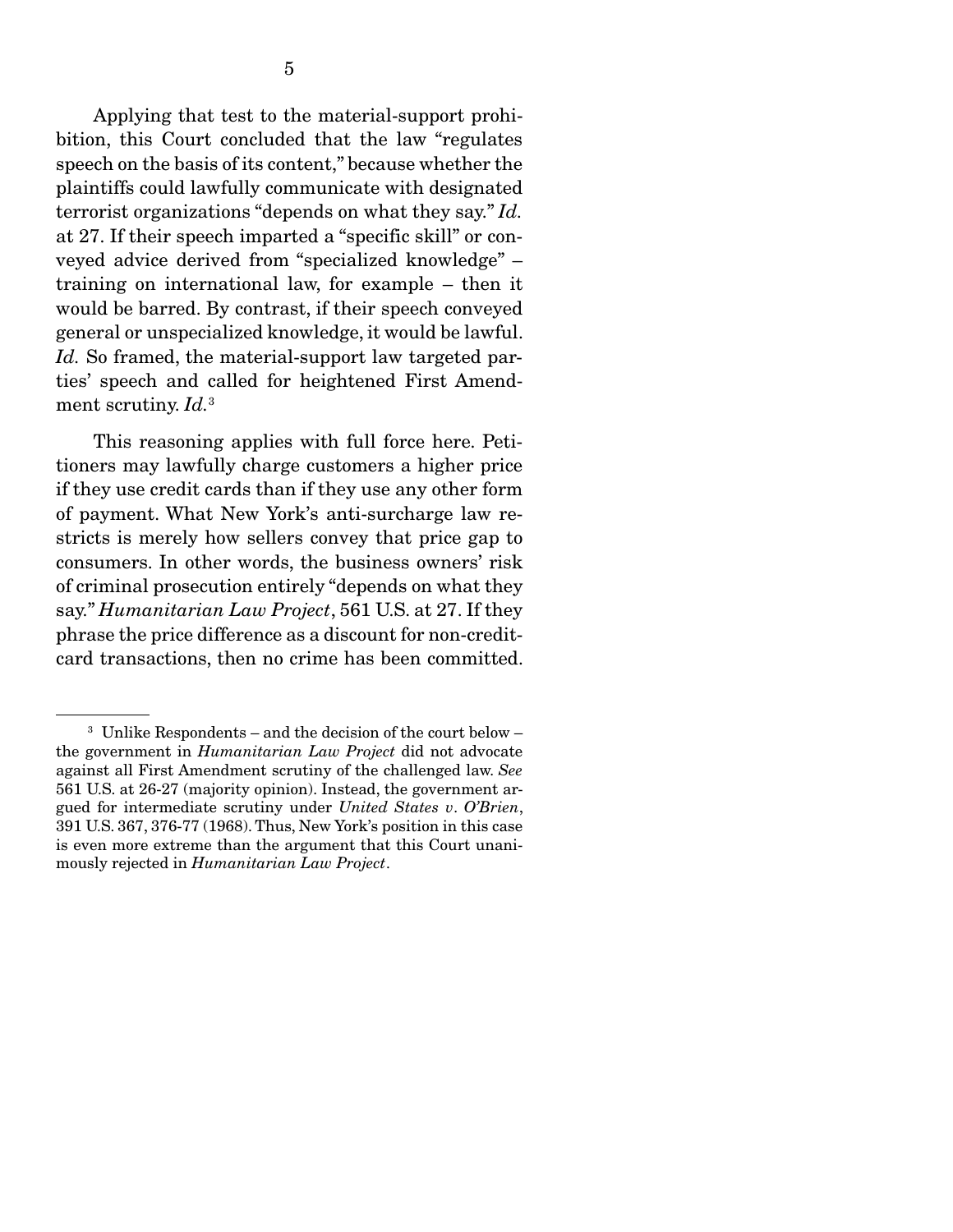Applying that test to the material-support prohibition, this Court concluded that the law "regulates speech on the basis of its content," because whether the plaintiffs could lawfully communicate with designated terrorist organizations "depends on what they say." *Id.* at 27. If their speech imparted a "specific skill" or conveyed advice derived from "specialized knowledge" – training on international law, for example – then it would be barred. By contrast, if their speech conveyed general or unspecialized knowledge, it would be lawful. *Id.* So framed, the material-support law targeted parties' speech and called for heightened First Amendment scrutiny. *Id.*[3]

This reasoning applies with full force here. Petitioners may lawfully charge customers a higher price if they use credit cards than if they use any other form of payment. What New York's anti-surcharge law restricts is merely how sellers convey that price gap to consumers. In other words, the business owners' risk of criminal prosecution entirely "depends on what they say." *Humanitarian Law Project*, 561 U.S. at 27. If they phrase the price difference as a discount for non-credit-card transactions, then no crime has been committed.

---

[3] Unlike Respondents – and the decision of the court below – the government in *Humanitarian Law Project* did not advocate against all First Amendment scrutiny of the challenged law. *See* 561 U.S. at 26-27 (majority opinion). Instead, the government argued for intermediate scrutiny under *United States v. O'Brien*, 391 U.S. 367, 376-77 (1968). Thus, New York's position in this case is even more extreme than the argument that this Court unanimously rejected in *Humanitarian Law Project*.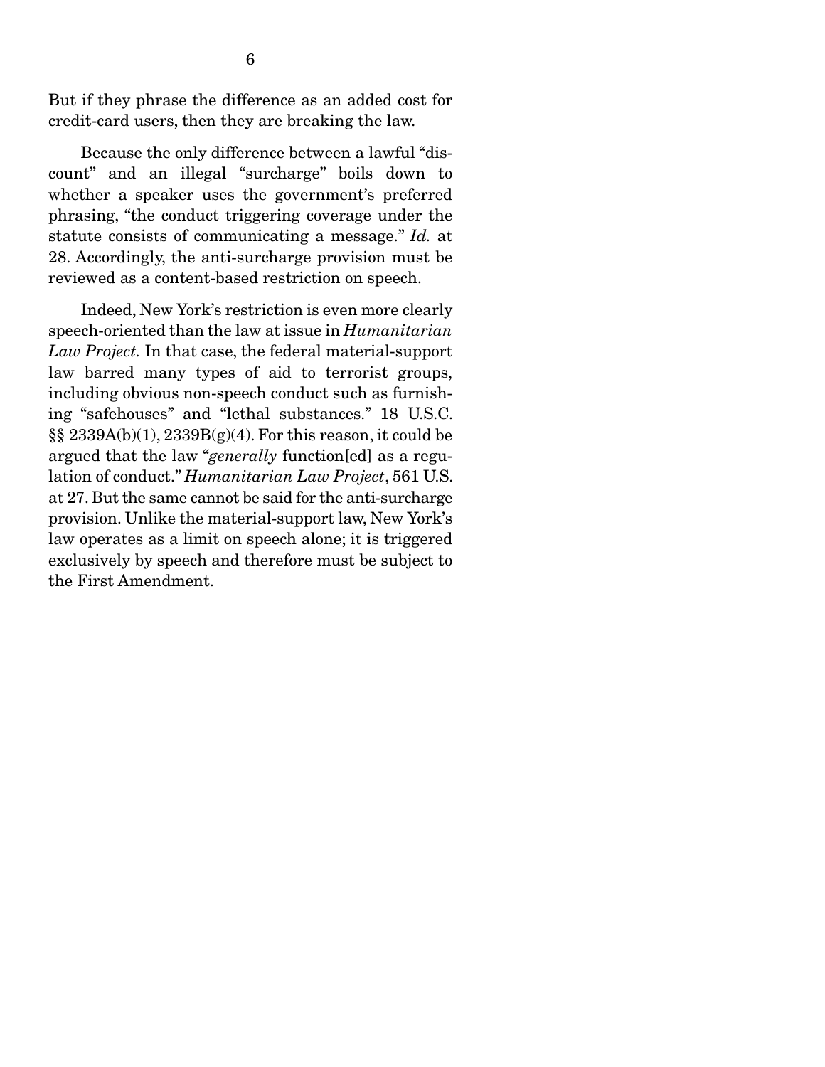But if they phrase the difference as an added cost for credit-card users, then they are breaking the law.

Because the only difference between a lawful "discount" and an illegal "surcharge" boils down to whether a speaker uses the government's preferred phrasing, "the conduct triggering coverage under the statute consists of communicating a message." *Id.* at 28. Accordingly, the anti-surcharge provision must be reviewed as a content-based restriction on speech.

Indeed, New York's restriction is even more clearly speech-oriented than the law at issue in *Humanitarian Law Project.* In that case, the federal material-support law barred many types of aid to terrorist groups, including obvious non-speech conduct such as furnishing "safehouses" and "lethal substances." 18 U.S.C. §§ 2339A(b)(1), 2339B(g)(4). For this reason, it could be argued that the law "*generally* function[ed] as a regulation of conduct." *Humanitarian Law Project*, 561 U.S. at 27. But the same cannot be said for the anti-surcharge provision. Unlike the material-support law, New York's law operates as a limit on speech alone; it is triggered exclusively by speech and therefore must be subject to the First Amendment.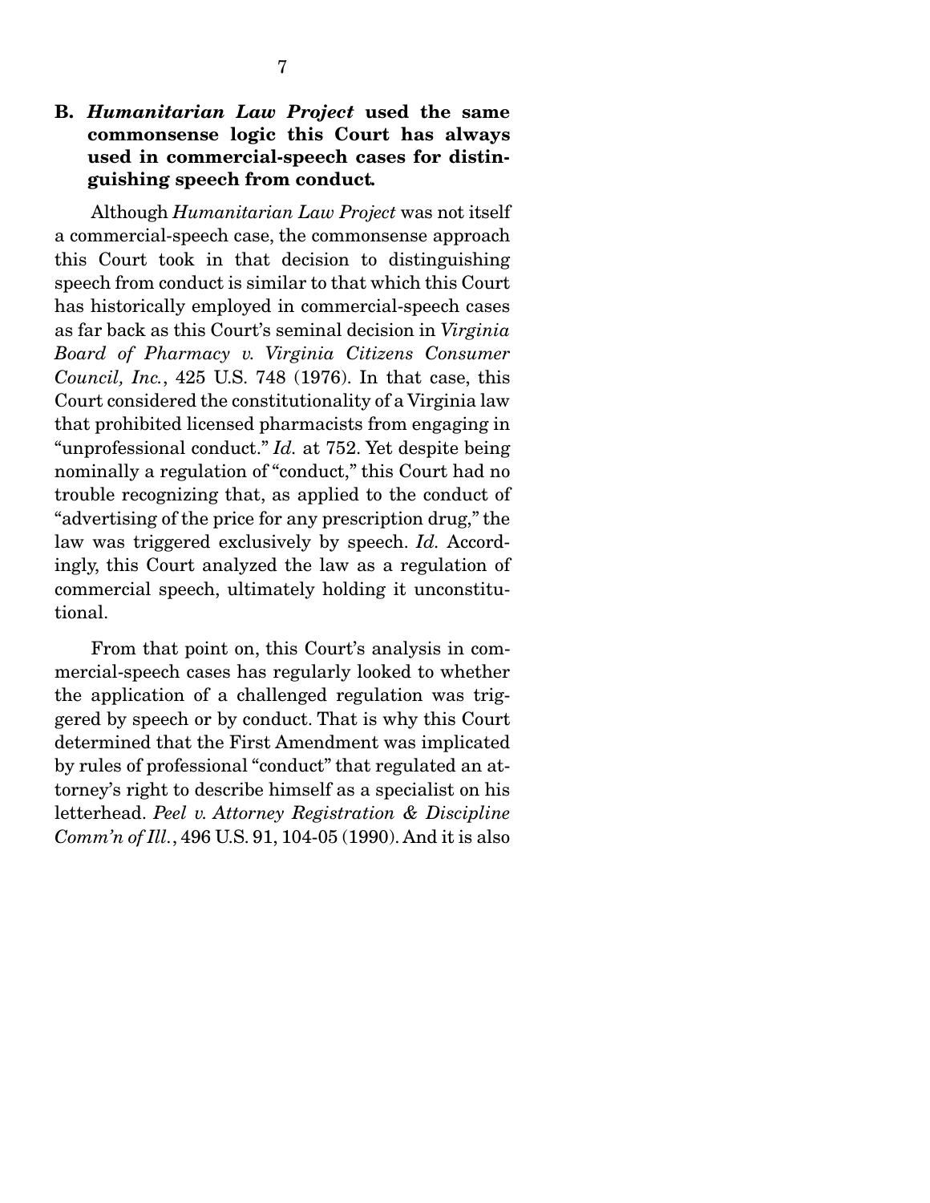### B. *Humanitarian Law Project* used the same commonsense logic this Court has always used in commercial-speech cases for distinguishing speech from conduct.

Although *Humanitarian Law Project* was not itself a commercial-speech case, the commonsense approach this Court took in that decision to distinguishing speech from conduct is similar to that which this Court has historically employed in commercial-speech cases as far back as this Court's seminal decision in *Virginia Board of Pharmacy v. Virginia Citizens Consumer Council, Inc.*, 425 U.S. 748 (1976). In that case, this Court considered the constitutionality of a Virginia law that prohibited licensed pharmacists from engaging in "unprofessional conduct." *Id.* at 752. Yet despite being nominally a regulation of "conduct," this Court had no trouble recognizing that, as applied to the conduct of "advertising of the price for any prescription drug," the law was triggered exclusively by speech. *Id.* Accordingly, this Court analyzed the law as a regulation of commercial speech, ultimately holding it unconstitutional.

From that point on, this Court's analysis in commercial-speech cases has regularly looked to whether the application of a challenged regulation was triggered by speech or by conduct. That is why this Court determined that the First Amendment was implicated by rules of professional "conduct" that regulated an attorney's right to describe himself as a specialist on his letterhead. *Peel v. Attorney Registration & Discipline Comm'n of Ill.*, 496 U.S. 91, 104-05 (1990). And it is also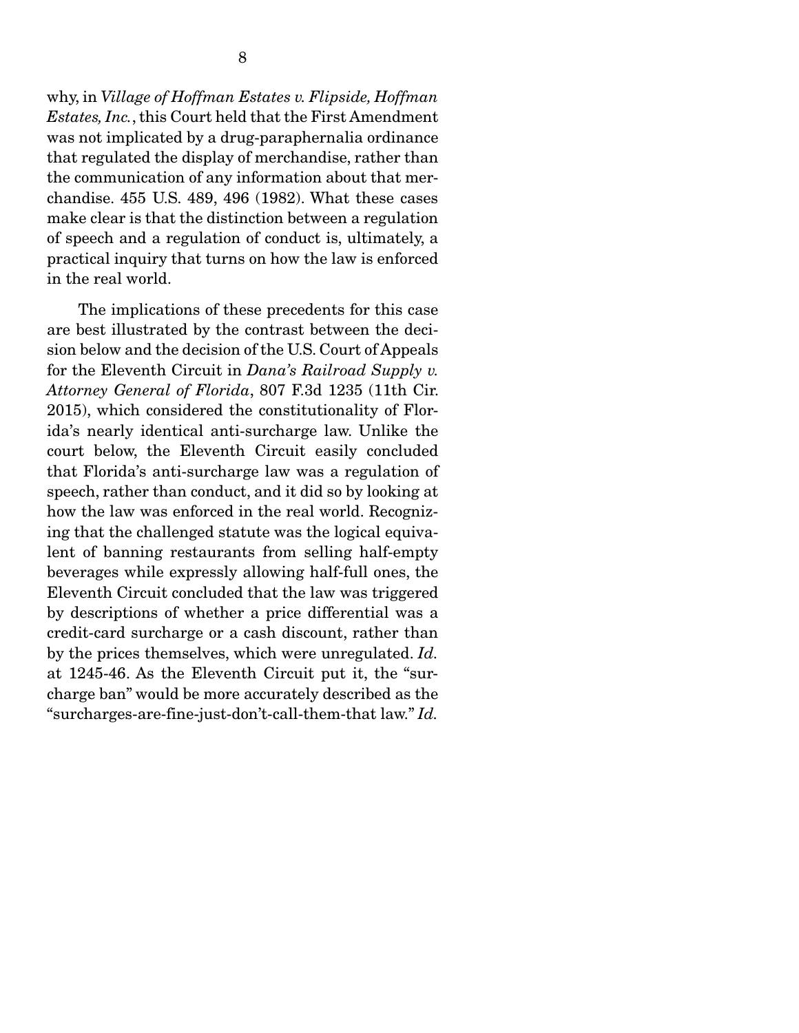why, in *Village of Hoffman Estates v. Flipside, Hoffman Estates, Inc.*, this Court held that the First Amendment was not implicated by a drug-paraphernalia ordinance that regulated the display of merchandise, rather than the communication of any information about that merchandise. 455 U.S. 489, 496 (1982). What these cases make clear is that the distinction between a regulation of speech and a regulation of conduct is, ultimately, a practical inquiry that turns on how the law is enforced in the real world.

The implications of these precedents for this case are best illustrated by the contrast between the decision below and the decision of the U.S. Court of Appeals for the Eleventh Circuit in *Dana's Railroad Supply v. Attorney General of Florida*, 807 F.3d 1235 (11th Cir. 2015), which considered the constitutionality of Florida's nearly identical anti-surcharge law. Unlike the court below, the Eleventh Circuit easily concluded that Florida's anti-surcharge law was a regulation of speech, rather than conduct, and it did so by looking at how the law was enforced in the real world. Recognizing that the challenged statute was the logical equivalent of banning restaurants from selling half-empty beverages while expressly allowing half-full ones, the Eleventh Circuit concluded that the law was triggered by descriptions of whether a price differential was a credit-card surcharge or a cash discount, rather than by the prices themselves, which were unregulated. *Id.* at 1245-46. As the Eleventh Circuit put it, the "surcharge ban" would be more accurately described as the "surcharges-are-fine-just-don't-call-them-that law." *Id.*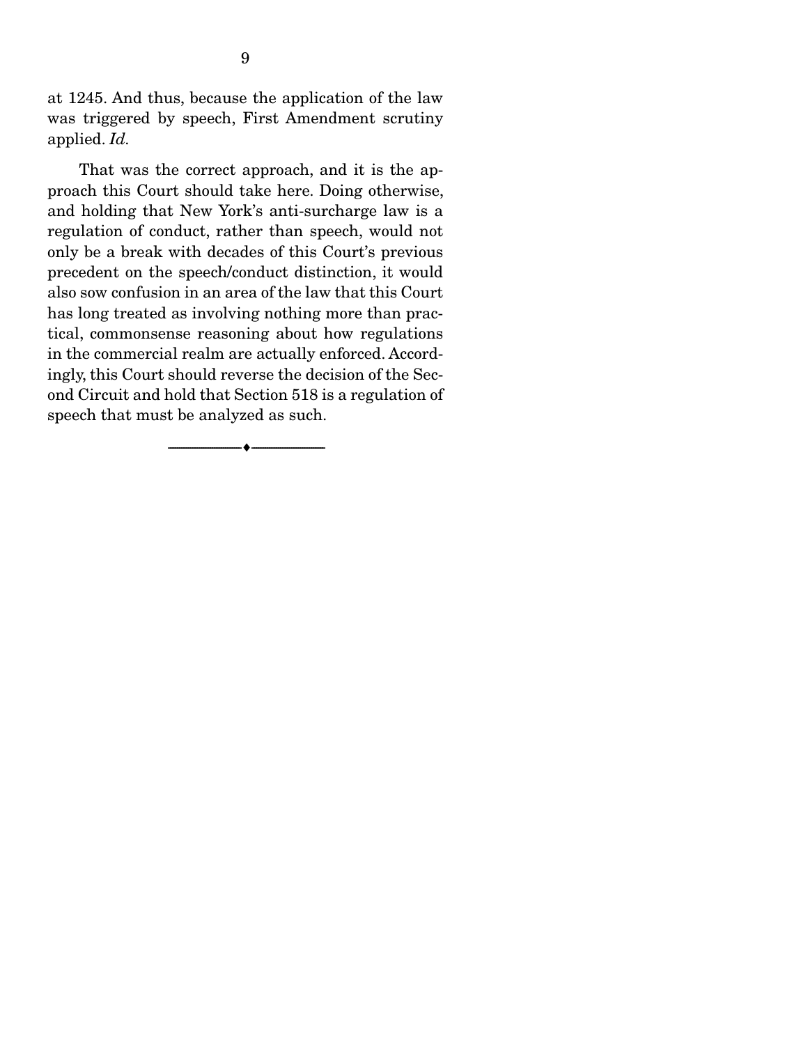at 1245. And thus, because the application of the law was triggered by speech, First Amendment scrutiny applied. *Id.*

That was the correct approach, and it is the approach this Court should take here. Doing otherwise, and holding that New York's anti-surcharge law is a regulation of conduct, rather than speech, would not only be a break with decades of this Court's previous precedent on the speech/conduct distinction, it would also sow confusion in an area of the law that this Court has long treated as involving nothing more than practical, commonsense reasoning about how regulations in the commercial realm are actually enforced. Accordingly, this Court should reverse the decision of the Second Circuit and hold that Section 518 is a regulation of speech that must be analyzed as such.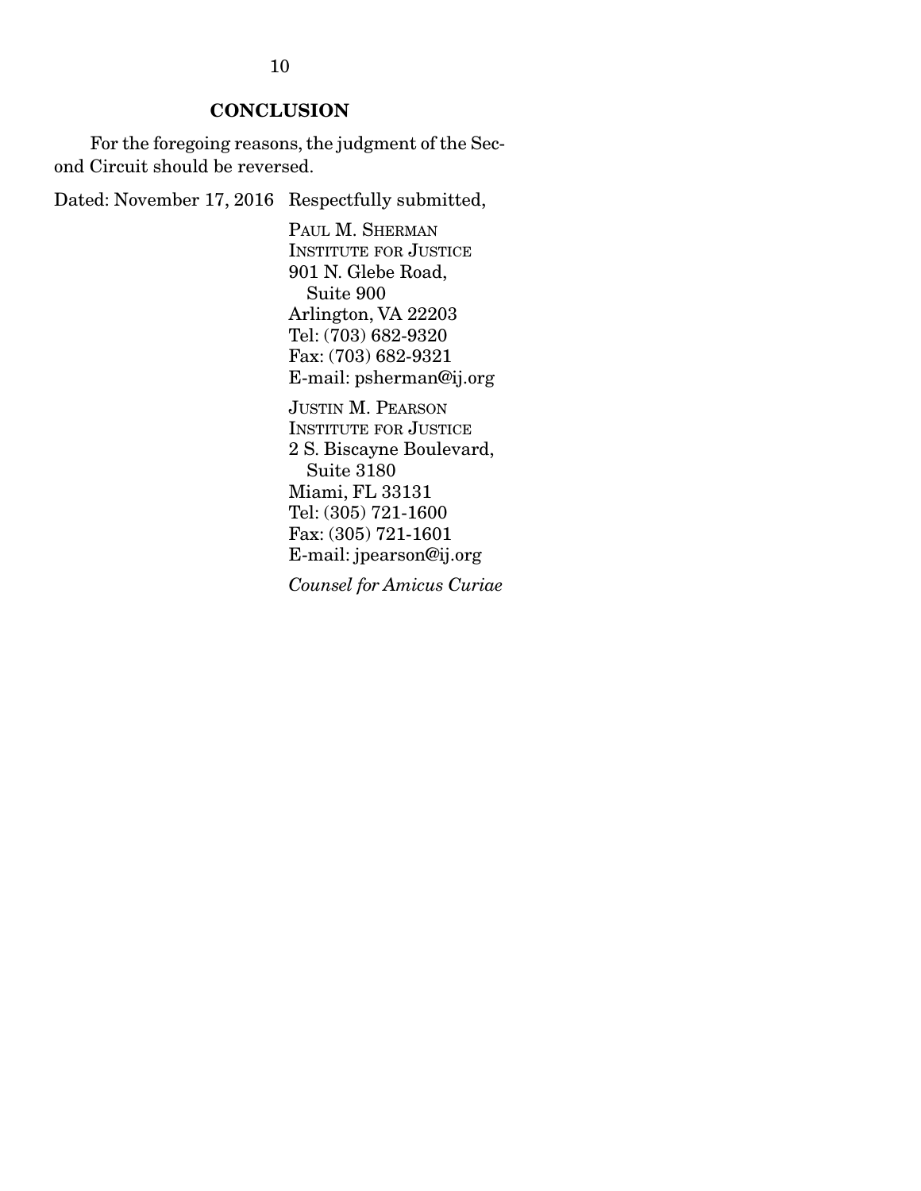## CONCLUSION

For the foregoing reasons, the judgment of the Second Circuit should be reversed.

Dated: November 17, 2016

Respectfully submitted,

PAUL M. SHERMAN
INSTITUTE FOR JUSTICE
901 N. Glebe Road,
Suite 900
Arlington, VA 22203
Tel: (703) 682-9320
Fax: (703) 682-9321
E-mail: psherman@ij.org

JUSTIN M. PEARSON
INSTITUTE FOR JUSTICE
2 S. Biscayne Boulevard,
Suite 3180
Miami, FL 33131
Tel: (305) 721-1600
Fax: (305) 721-1601
E-mail: jpearson@ij.org

*Counsel for Amicus Curiae*